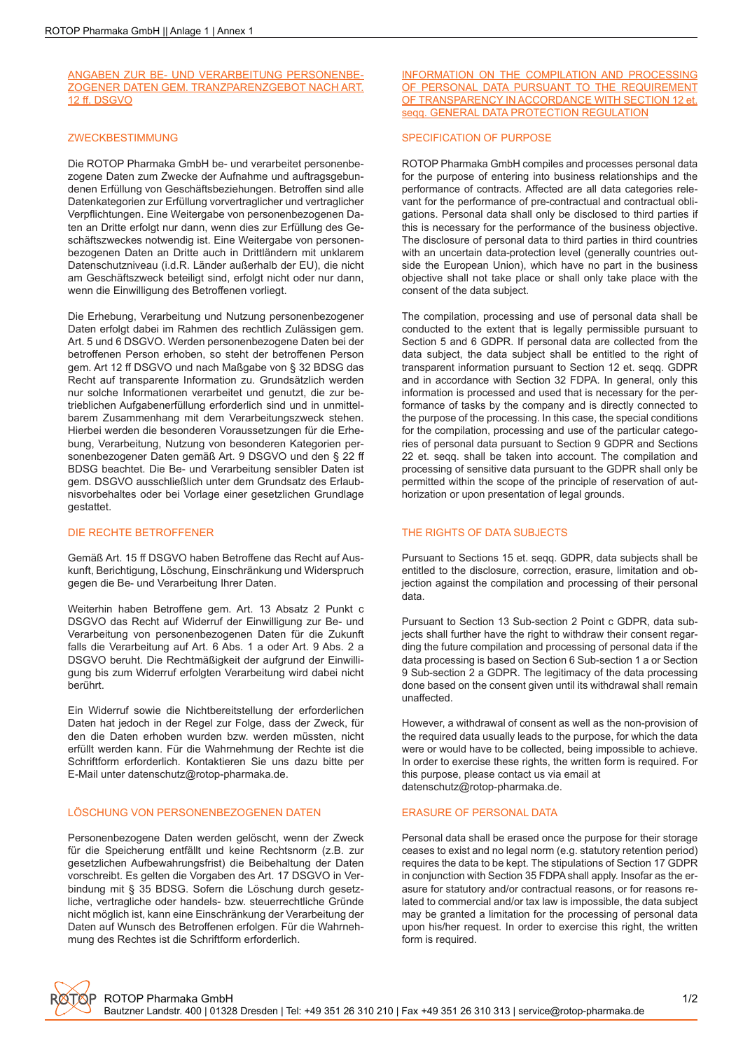## ANGABEN ZUR BE- UND VERARBEITUNG PERSONENBEZOGENER DATEN GEM. TRANZPARENZGEBOT NACH ART. 12 ff. DSGVO

### ZWECKBESTIMMUNG

Die ROTOP Pharmaka GmbH be- und verarbeitet personenbezogene Daten zum Zwecke der Aufnahme und auftragsgebundenen Erfüllung von Geschäftsbeziehungen. Betroffen sind alle Datenkategorien zur Erfüllung vorvertraglicher und vertraglicher Verpflichtungen. Eine Weitergabe von personenbezogenen Daten an Dritte erfolgt nur dann, wenn dies zur Erfüllung des Geschäftszweckes notwendig ist. Eine Weitergabe von personenbezogenen Daten an Dritte auch in Drittländern mit unklarem Datenschutzniveau (i.d.R. Länder außerhalb der EU), die nicht am Geschäftszweck beteiligt sind, erfolgt nicht oder nur dann, wenn die Einwilligung des Betroffenen vorliegt.

Die Erhebung, Verarbeitung und Nutzung personenbezogener Daten erfolgt dabei im Rahmen des rechtlich Zulässigen gem. Art. 5 und 6 DSGVO. Werden personenbezogene Daten bei der betroffenen Person erhoben, so steht der betroffenen Person gem. Art 12 ff DSGVO und nach Maßgabe von § 32 BDSG das Recht auf transparente Information zu. Grundsätzlich werden nur solche Informationen verarbeitet und genutzt, die zur betrieblichen Aufgabenerfüllung erforderlich sind und in unmittelbarem Zusammenhang mit dem Verarbeitungszweck stehen. Hierbei werden die besonderen Voraussetzungen für die Erhebung, Verarbeitung, Nutzung von besonderen Kategorien personenbezogener Daten gemäß Art. 9 DSGVO und den § 22 ff BDSG beachtet. Die Be- und Verarbeitung sensibler Daten ist gem. DSGVO ausschließlich unter dem Grundsatz des Erlaubnisvorbehaltes oder bei Vorlage einer gesetzlichen Grundlage gestattet.

### DIE RECHTE BETROFFENER

Gemäß Art. 15 ff DSGVO haben Betroffene das Recht auf Auskunft, Berichtigung, Löschung, Einschränkung und Widerspruch gegen die Be- und Verarbeitung Ihrer Daten.

Weiterhin haben Betroffene gem. Art. 13 Absatz 2 Punkt c DSGVO das Recht auf Widerruf der Einwilligung zur Be- und Verarbeitung von personenbezogenen Daten für die Zukunft falls die Verarbeitung auf Art. 6 Abs. 1 a oder Art. 9 Abs. 2 a DSGVO beruht. Die Rechtmäßigkeit der aufgrund der Einwilligung bis zum Widerruf erfolgten Verarbeitung wird dabei nicht berührt.

Ein Widerruf sowie die Nichtbereitstellung der erforderlichen Daten hat jedoch in der Regel zur Folge, dass der Zweck, für den die Daten erhoben wurden bzw. werden müssten, nicht erfüllt werden kann. Für die Wahrnehmung der Rechte ist die Schriftform erforderlich. Kontaktieren Sie uns dazu bitte per E-Mail unter datenschutz@rotop-pharmaka.de.

### LÖSCHUNG VON PERSONENBEZOGENEN DATEN

Personenbezogene Daten werden gelöscht, wenn der Zweck für die Speicherung entfällt und keine Rechtsnorm (z.B. zur gesetzlichen Aufbewahrungsfrist) die Beibehaltung der Daten vorschreibt. Es gelten die Vorgaben des Art. 17 DSGVO in Verbindung mit § 35 BDSG. Sofern die Löschung durch gesetzliche, vertragliche oder handels- bzw. steuerrechtliche Gründe nicht möglich ist, kann eine Einschränkung der Verarbeitung der Daten auf Wunsch des Betroffenen erfolgen. Für die Wahrnehmung des Rechtes ist die Schriftform erforderlich.

## INFORMATION ON THE COMPILATION AND PROCESSING OF PERSONAL DATA PURSUANT TO THE REQUIREMENT OF TRANSPARENCY IN ACCORDANCE WITH SECTION 12 et. seqq. GENERAL DATA PROTECTION REGULATION

### SPECIFICATION OF PURPOSE

ROTOP Pharmaka GmbH compiles and processes personal data for the purpose of entering into business relationships and the performance of contracts. Affected are all data categories relevant for the performance of pre-contractual and contractual obligations. Personal data shall only be disclosed to third parties if this is necessary for the performance of the business objective. The disclosure of personal data to third parties in third countries with an uncertain data-protection level (generally countries outside the European Union), which have no part in the business objective shall not take place or shall only take place with the consent of the data subject.

The compilation, processing and use of personal data shall be conducted to the extent that is legally permissible pursuant to Section 5 and 6 GDPR. If personal data are collected from the data subject, the data subject shall be entitled to the right of transparent information pursuant to Section 12 et. seqq. GDPR and in accordance with Section 32 FDPA. In general, only this information is processed and used that is necessary for the performance of tasks by the company and is directly connected to the purpose of the processing. In this case, the special conditions for the compilation, processing and use of the particular categories of personal data pursuant to Section 9 GDPR and Sections 22 et. seqq. shall be taken into account. The compilation and processing of sensitive data pursuant to the GDPR shall only be permitted within the scope of the principle of reservation of authorization or upon presentation of legal grounds.

### THE RIGHTS OF DATA SUBJECTS

Pursuant to Sections 15 et. seqq. GDPR, data subjects shall be entitled to the disclosure, correction, erasure, limitation and objection against the compilation and processing of their personal data.

Pursuant to Section 13 Sub-section 2 Point c GDPR, data subjects shall further have the right to withdraw their consent regarding the future compilation and processing of personal data if the data processing is based on Section 6 Sub-section 1 a or Section 9 Sub-section 2 a GDPR. The legitimacy of the data processing done based on the consent given until its withdrawal shall remain unaffected.

However, a withdrawal of consent as well as the non-provision of the required data usually leads to the purpose, for which the data were or would have to be collected, being impossible to achieve. In order to exercise these rights, the written form is required. For this purpose, please contact us via email at datenschutz@rotop-pharmaka.de.

### ERASURE OF PERSONAL DATA

Personal data shall be erased once the purpose for their storage ceases to exist and no legal norm (e.g. statutory retention period) requires the data to be kept. The stipulations of Section 17 GDPR in conjunction with Section 35 FDPA shall apply. Insofar as the erasure for statutory and/or contractual reasons, or for reasons related to commercial and/or tax law is impossible, the data subject may be granted a limitation for the processing of personal data upon his/her request. In order to exercise this right, the written form is required.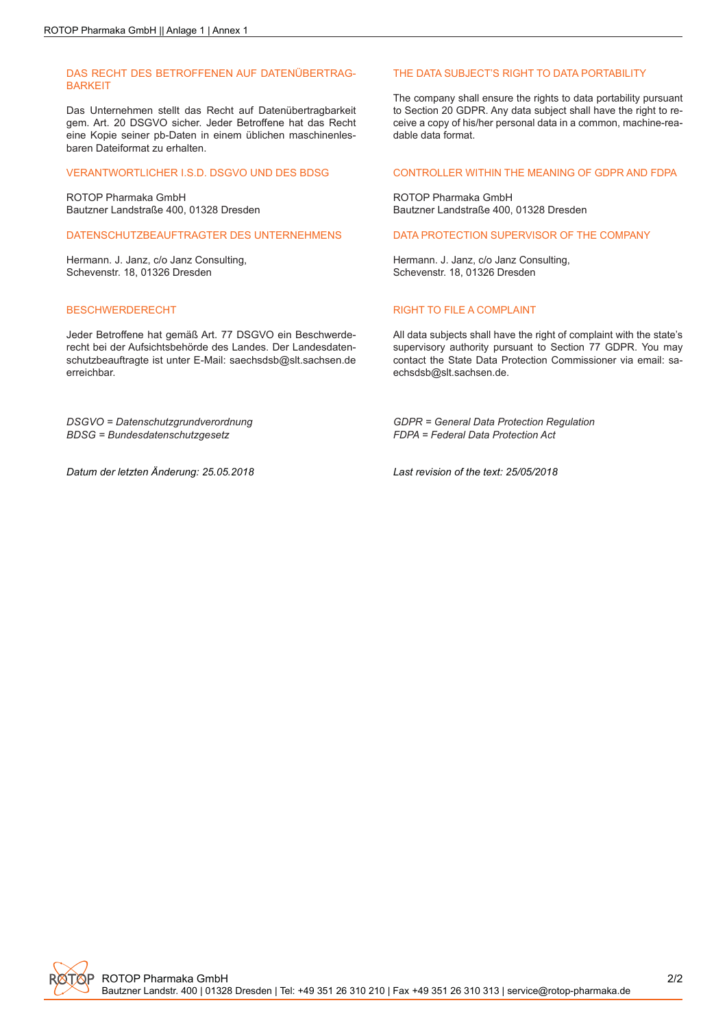## DAS RECHT DES BETROFFENEN AUF DATENÜBERTRAGBARKEIT

Das Unternehmen stellt das Recht auf Datenübertragbarkeit gem. Art. 20 DSGVO sicher. Jeder Betroffene hat das Recht eine Kopie seiner pb-Daten in einem üblichen maschinenlesbaren Dateiformat zu erhalten.

## VERANTWORTLICHER I.S.D. DSGVO UND DES BDSG

ROTOP Pharmaka GmbH
Bautzner Landstraße 400, 01328 Dresden

## DATENSCHUTZBEAUFTRAGTER DES UNTERNEHMENS

Hermann. J. Janz, c/o Janz Consulting,
Schevenstr. 18, 01326 Dresden

## BESCHWERDERECHT

Jeder Betroffene hat gemäß Art. 77 DSGVO ein Beschwerderecht bei der Aufsichtsbehörde des Landes. Der Landesdatenschutzbeauftragte ist unter E-Mail: saechsdsb@slt.sachsen.de erreichbar.

*DSGVO = Datenschutzgrundverordnung*
*BDSG = Bundesdatenschutzgesetz*

*Datum der letzten Änderung: 25.05.2018*

## THE DATA SUBJECT'S RIGHT TO DATA PORTABILITY

The company shall ensure the rights to data portability pursuant to Section 20 GDPR. Any data subject shall have the right to receive a copy of his/her personal data in a common, machine-readable data format.

## CONTROLLER WITHIN THE MEANING OF GDPR AND FDPA

ROTOP Pharmaka GmbH
Bautzner Landstraße 400, 01328 Dresden

## DATA PROTECTION SUPERVISOR OF THE COMPANY

Hermann. J. Janz, c/o Janz Consulting,
Schevenstr. 18, 01326 Dresden

## RIGHT TO FILE A COMPLAINT

All data subjects shall have the right of complaint with the state's supervisory authority pursuant to Section 77 GDPR. You may contact the State Data Protection Commissioner via email: saechsdsb@slt.sachsen.de.

*GDPR = General Data Protection Regulation*
*FDPA = Federal Data Protection Act*

*Last revision of the text: 25/05/2018*